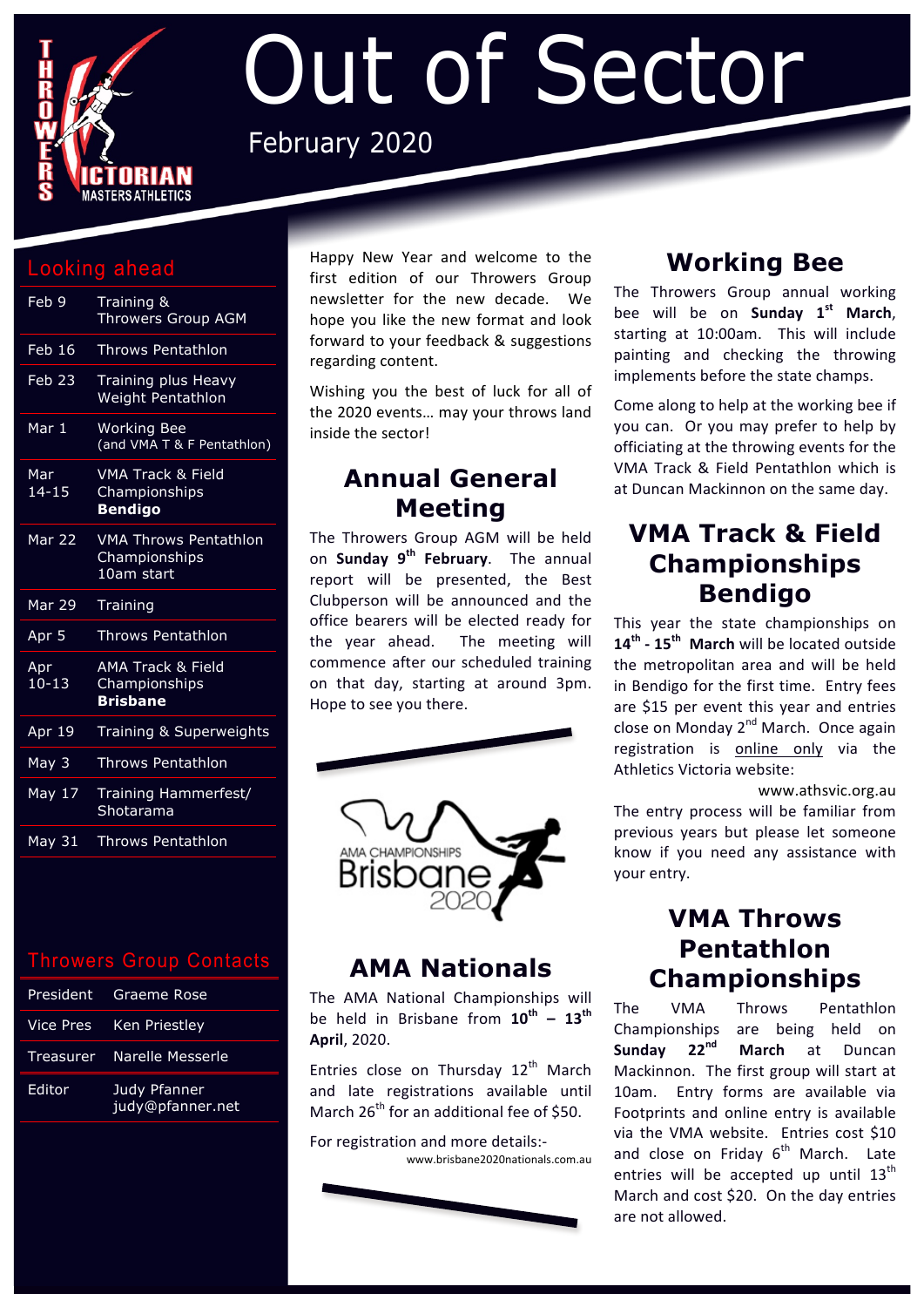# Out of Sector

February 2020

## Looking ahead

| | |
|---|---|
| Feb 9 | Training & Throwers Group AGM |
| Feb 16 | Throws Pentathlon |
| Feb 23 | Training plus Heavy Weight Pentathlon |
| Mar 1 | Working Bee (and VMA T & F Pentathlon) |
| Mar 14-15 | VMA Track & Field Championships **Bendigo** |
| Mar 22 | VMA Throws Pentathlon Championships 10am start |
| Mar 29 | Training |
| Apr 5 | Throws Pentathlon |
| Apr 10-13 | AMA Track & Field Championships **Brisbane** |
| Apr 19 | Training & Superweights |
| May 3 | Throws Pentathlon |
| May 17 | Training Hammerfest/ Shotarama |
| May 31 | Throws Pentathlon |

## Throwers Group Contacts

| | |
|---|---|
| President | Graeme Rose |
| Vice Pres | Ken Priestley |
| Treasurer | Narelle Messerle |
| Editor | Judy Pfanner judy@pfanner.net |

Happy New Year and welcome to the first edition of our Throwers Group newsletter for the new decade. We hope you like the new format and look forward to your feedback & suggestions regarding content.

Wishing you the best of luck for all of the 2020 events… may your throws land inside the sector!

## Annual General Meeting

The Throwers Group AGM will be held on **Sunday 9th February**. The annual report will be presented, the Best Clubperson will be announced and the office bearers will be elected ready for the year ahead. The meeting will commence after our scheduled training on that day, starting at around 3pm. Hope to see you there.

## AMA Nationals

The AMA National Championships will be held in Brisbane from **10th – 13th April**, 2020.

Entries close on Thursday 12th March and late registrations available until March 26th for an additional fee of $50.

For registration and more details:-
www.brisbane2020nationals.com.au

## Working Bee

The Throwers Group annual working bee will be on **Sunday 1st March**, starting at 10:00am. This will include painting and checking the throwing implements before the state champs.

Come along to help at the working bee if you can. Or you may prefer to help by officiating at the throwing events for the VMA Track & Field Pentathlon which is at Duncan Mackinnon on the same day.

## VMA Track & Field Championships Bendigo

This year the state championships on **14th - 15th March** will be located outside the metropolitan area and will be held in Bendigo for the first time. Entry fees are $15 per event this year and entries close on Monday 2nd March. Once again registration is online only via the Athletics Victoria website:
www.athsvic.org.au
The entry process will be familiar from previous years but please let someone know if you need any assistance with your entry.

## VMA Throws Pentathlon Championships

The VMA Throws Pentathlon Championships are being held on **Sunday 22nd March** at Duncan Mackinnon. The first group will start at 10am. Entry forms are available via Footprints and online entry is available via the VMA website. Entries cost $10 and close on Friday 6th March. Late entries will be accepted up until 13th March and cost $20. On the day entries are not allowed.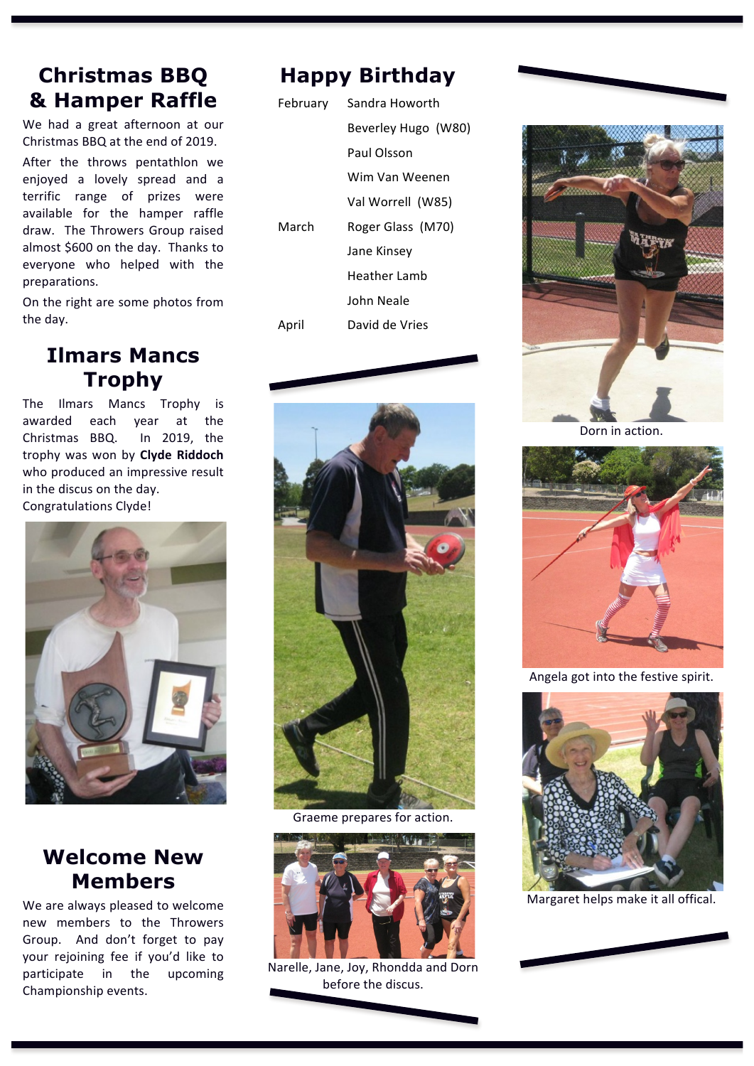## Christmas BBQ & Hamper Raffle

We had a great afternoon at our Christmas BBQ at the end of 2019.

After the throws pentathlon we enjoyed a lovely spread and a terrific range of prizes were available for the hamper raffle draw. The Throwers Group raised almost $600 on the day. Thanks to everyone who helped with the preparations.

On the right are some photos from the day.

## Ilmars Mancs Trophy

The Ilmars Mancs Trophy is awarded each year at the Christmas BBQ. In 2019, the trophy was won by **Clyde Riddoch** who produced an impressive result in the discus on the day. Congratulations Clyde!

## Welcome New Members

We are always pleased to welcome new members to the Throwers Group. And don't forget to pay your rejoining fee if you'd like to participate in the upcoming Championship events.

## Happy Birthday

| | |
|---|---|
| February | Sandra Howorth |
| | Beverley Hugo (W80) |
| | Paul Olsson |
| | Wim Van Weenen |
| | Val Worrell (W85) |
| March | Roger Glass (M70) |
| | Jane Kinsey |
| | Heather Lamb |
| | John Neale |
| April | David de Vries |

Graeme prepares for action.

Narelle, Jane, Joy, Rhondda and Dorn before the discus.

Dorn in action.

Angela got into the festive spirit.

Margaret helps make it all offical.